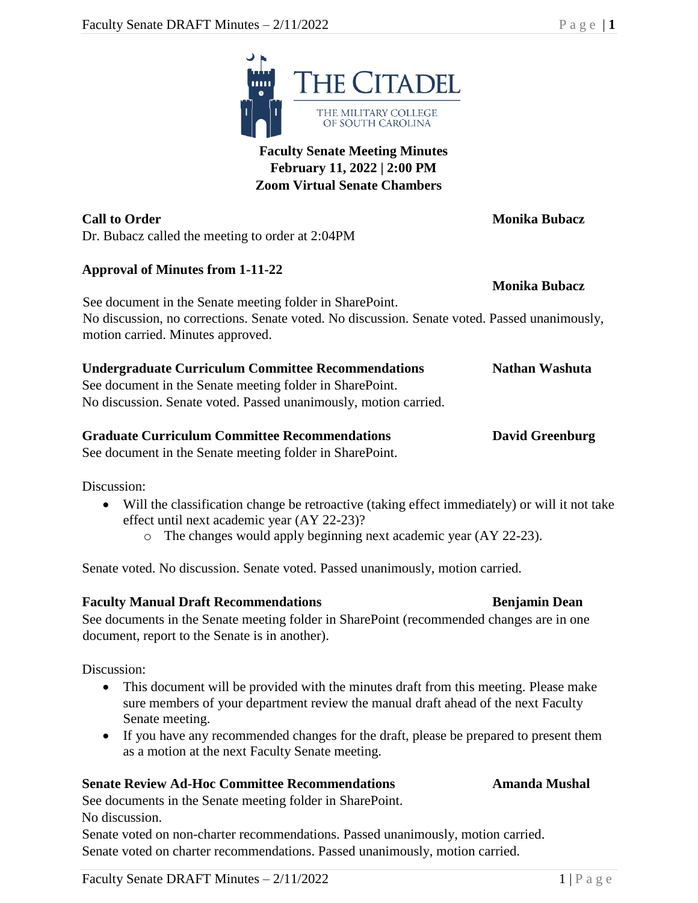THE CITADEL

THE MILITARY COLLEGE OF SOUTH CAROLINA

# Faculty Senate Meeting Minutes
**February 11, 2022 | 2:00 PM**
**Zoom Virtual Senate Chambers**

**Call to Order** **Monika Bubacz**

Dr. Bubacz called the meeting to order at 2:04PM

**Approval of Minutes from 1-11-22** **Monika Bubacz**

See document in the Senate meeting folder in SharePoint.
No discussion, no corrections. Senate voted. No discussion. Senate voted. Passed unanimously, motion carried. Minutes approved.

**Undergraduate Curriculum Committee Recommendations** **Nathan Washuta**

See document in the Senate meeting folder in SharePoint.
No discussion. Senate voted. Passed unanimously, motion carried.

**Graduate Curriculum Committee Recommendations** **David Greenburg**

See document in the Senate meeting folder in SharePoint.

Discussion:

- Will the classification change be retroactive (taking effect immediately) or will it not take effect until next academic year (AY 22-23)?
  - The changes would apply beginning next academic year (AY 22-23).

Senate voted. No discussion. Senate voted. Passed unanimously, motion carried.

**Faculty Manual Draft Recommendations** **Benjamin Dean**

See documents in the Senate meeting folder in SharePoint (recommended changes are in one document, report to the Senate is in another).

Discussion:

- This document will be provided with the minutes draft from this meeting. Please make sure members of your department review the manual draft ahead of the next Faculty Senate meeting.
- If you have any recommended changes for the draft, please be prepared to present them as a motion at the next Faculty Senate meeting.

**Senate Review Ad-Hoc Committee Recommendations** **Amanda Mushal**

See documents in the Senate meeting folder in SharePoint.
No discussion.
Senate voted on non-charter recommendations. Passed unanimously, motion carried.
Senate voted on charter recommendations. Passed unanimously, motion carried.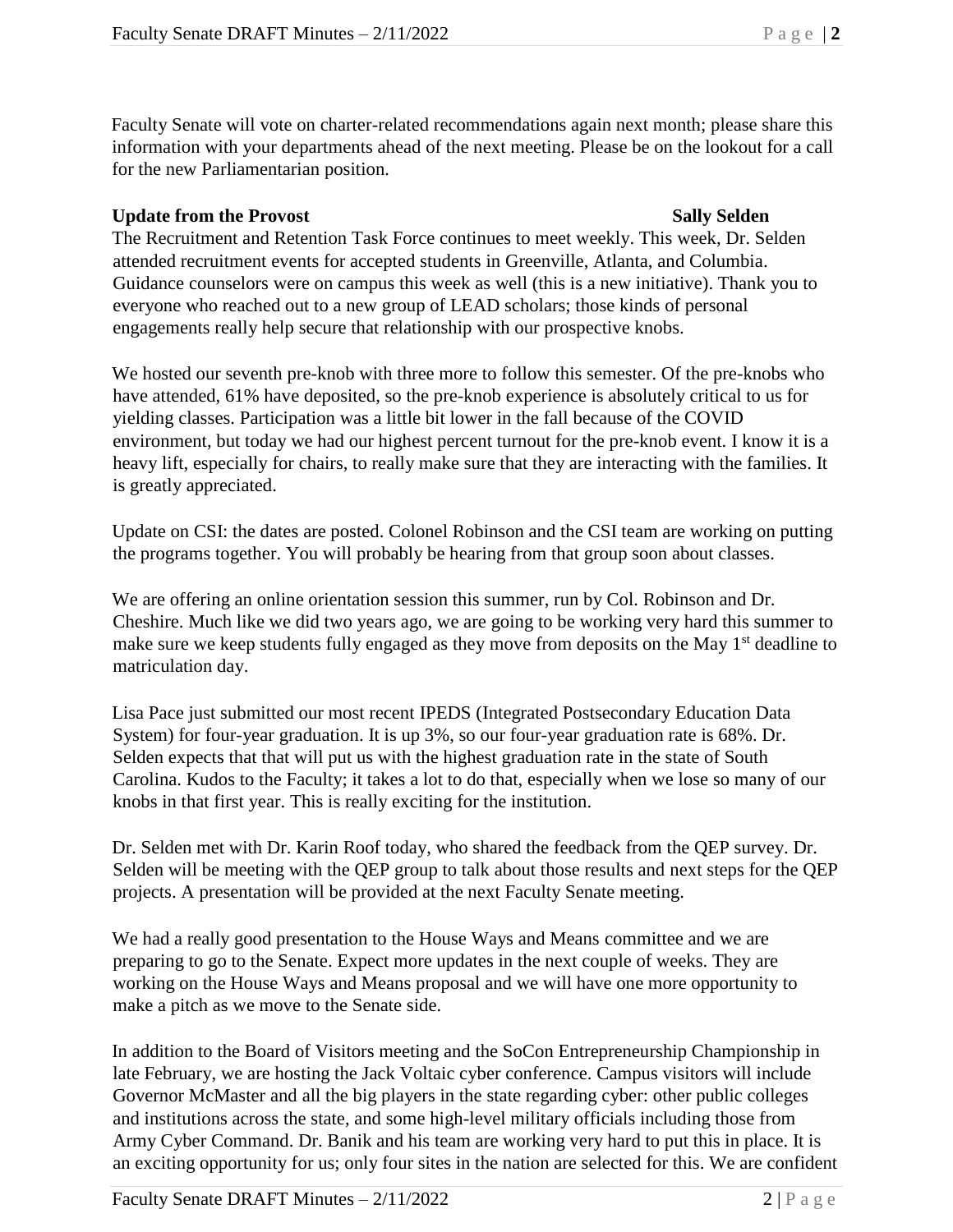Faculty Senate will vote on charter-related recommendations again next month; please share this information with your departments ahead of the next meeting. Please be on the lookout for a call for the new Parliamentarian position.

**Update from the Provost** **Sally Selden**

The Recruitment and Retention Task Force continues to meet weekly. This week, Dr. Selden attended recruitment events for accepted students in Greenville, Atlanta, and Columbia. Guidance counselors were on campus this week as well (this is a new initiative). Thank you to everyone who reached out to a new group of LEAD scholars; those kinds of personal engagements really help secure that relationship with our prospective knobs.

We hosted our seventh pre-knob with three more to follow this semester. Of the pre-knobs who have attended, 61% have deposited, so the pre-knob experience is absolutely critical to us for yielding classes. Participation was a little bit lower in the fall because of the COVID environment, but today we had our highest percent turnout for the pre-knob event. I know it is a heavy lift, especially for chairs, to really make sure that they are interacting with the families. It is greatly appreciated.

Update on CSI: the dates are posted. Colonel Robinson and the CSI team are working on putting the programs together. You will probably be hearing from that group soon about classes.

We are offering an online orientation session this summer, run by Col. Robinson and Dr. Cheshire. Much like we did two years ago, we are going to be working very hard this summer to make sure we keep students fully engaged as they move from deposits on the May 1st deadline to matriculation day.

Lisa Pace just submitted our most recent IPEDS (Integrated Postsecondary Education Data System) for four-year graduation. It is up 3%, so our four-year graduation rate is 68%. Dr. Selden expects that that will put us with the highest graduation rate in the state of South Carolina. Kudos to the Faculty; it takes a lot to do that, especially when we lose so many of our knobs in that first year. This is really exciting for the institution.

Dr. Selden met with Dr. Karin Roof today, who shared the feedback from the QEP survey. Dr. Selden will be meeting with the QEP group to talk about those results and next steps for the QEP projects. A presentation will be provided at the next Faculty Senate meeting.

We had a really good presentation to the House Ways and Means committee and we are preparing to go to the Senate. Expect more updates in the next couple of weeks. They are working on the House Ways and Means proposal and we will have one more opportunity to make a pitch as we move to the Senate side.

In addition to the Board of Visitors meeting and the SoCon Entrepreneurship Championship in late February, we are hosting the Jack Voltaic cyber conference. Campus visitors will include Governor McMaster and all the big players in the state regarding cyber: other public colleges and institutions across the state, and some high-level military officials including those from Army Cyber Command. Dr. Banik and his team are working very hard to put this in place. It is an exciting opportunity for us; only four sites in the nation are selected for this. We are confident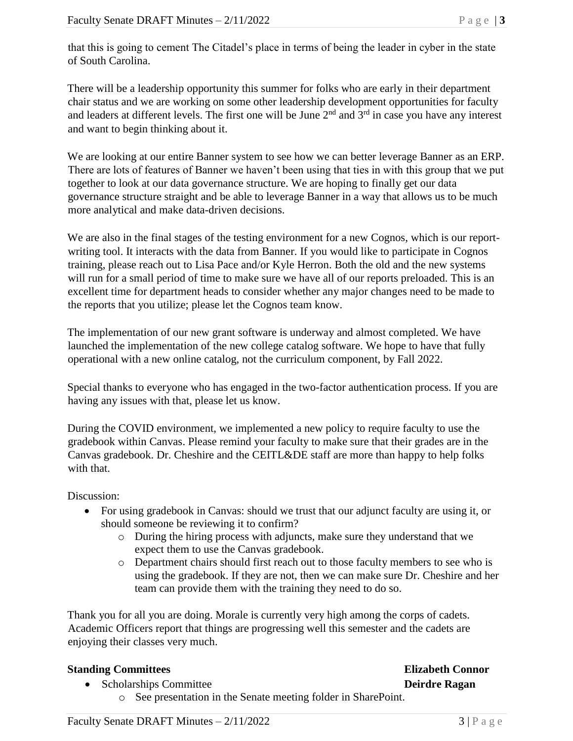that this is going to cement The Citadel's place in terms of being the leader in cyber in the state of South Carolina.

There will be a leadership opportunity this summer for folks who are early in their department chair status and we are working on some other leadership development opportunities for faculty and leaders at different levels. The first one will be June 2nd and 3rd in case you have any interest and want to begin thinking about it.

We are looking at our entire Banner system to see how we can better leverage Banner as an ERP. There are lots of features of Banner we haven't been using that ties in with this group that we put together to look at our data governance structure. We are hoping to finally get our data governance structure straight and be able to leverage Banner in a way that allows us to be much more analytical and make data-driven decisions.

We are also in the final stages of the testing environment for a new Cognos, which is our report-writing tool. It interacts with the data from Banner. If you would like to participate in Cognos training, please reach out to Lisa Pace and/or Kyle Herron. Both the old and the new systems will run for a small period of time to make sure we have all of our reports preloaded. This is an excellent time for department heads to consider whether any major changes need to be made to the reports that you utilize; please let the Cognos team know.

The implementation of our new grant software is underway and almost completed. We have launched the implementation of the new college catalog software. We hope to have that fully operational with a new online catalog, not the curriculum component, by Fall 2022.

Special thanks to everyone who has engaged in the two-factor authentication process. If you are having any issues with that, please let us know.

During the COVID environment, we implemented a new policy to require faculty to use the gradebook within Canvas. Please remind your faculty to make sure that their grades are in the Canvas gradebook. Dr. Cheshire and the CEITL&DE staff are more than happy to help folks with that.

Discussion:

- For using gradebook in Canvas: should we trust that our adjunct faculty are using it, or should someone be reviewing it to confirm?
  - During the hiring process with adjuncts, make sure they understand that we expect them to use the Canvas gradebook.
  - Department chairs should first reach out to those faculty members to see who is using the gradebook. If they are not, then we can make sure Dr. Cheshire and her team can provide them with the training they need to do so.

Thank you for all you are doing. Morale is currently very high among the corps of cadets. Academic Officers report that things are progressing well this semester and the cadets are enjoying their classes very much.

**Standing Committees** — **Elizabeth Connor**

- Scholarships Committee — **Deirdre Ragan**
  - See presentation in the Senate meeting folder in SharePoint.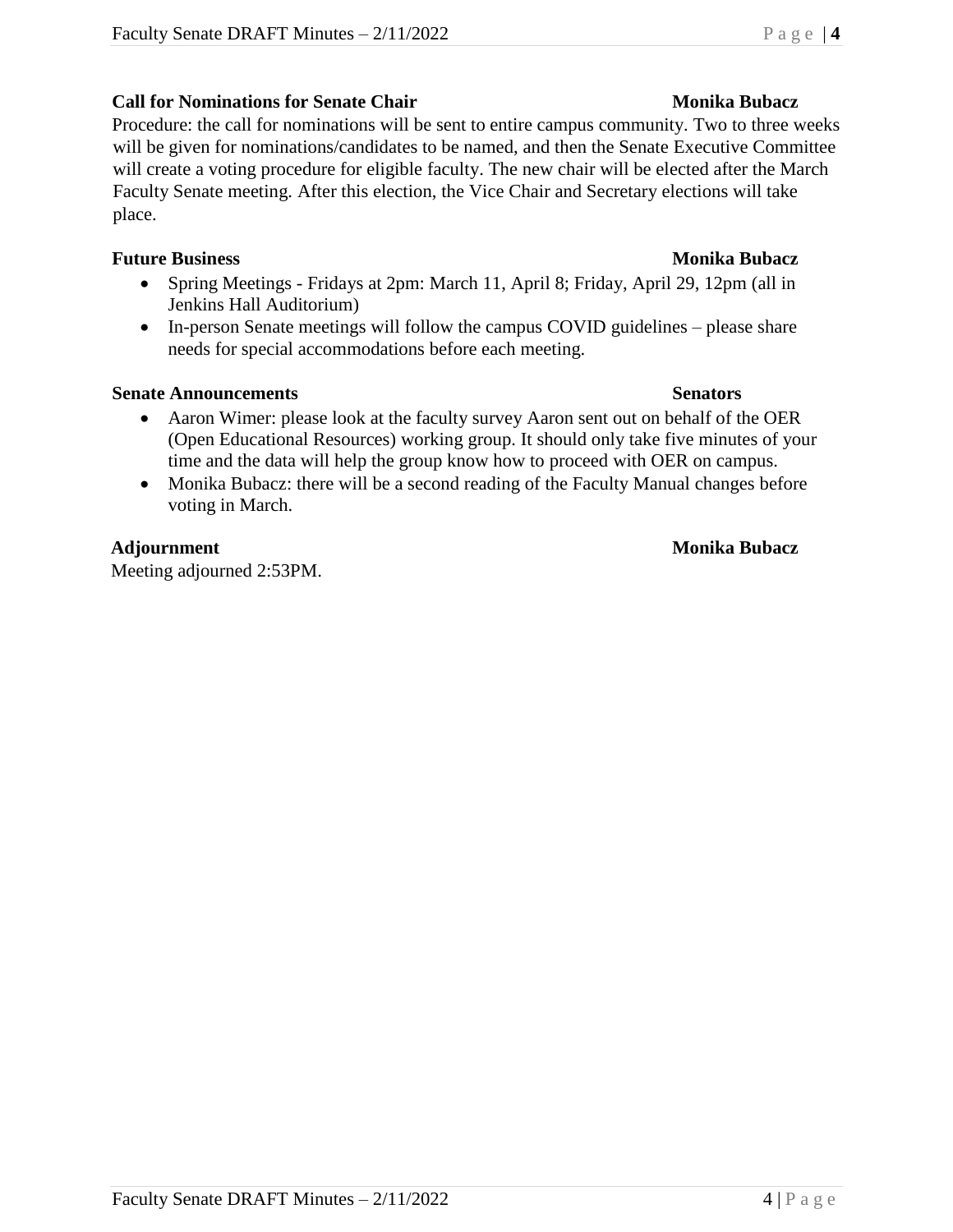**Call for Nominations for Senate Chair** **Monika Bubacz**

Procedure: the call for nominations will be sent to entire campus community. Two to three weeks will be given for nominations/candidates to be named, and then the Senate Executive Committee will create a voting procedure for eligible faculty. The new chair will be elected after the March Faculty Senate meeting. After this election, the Vice Chair and Secretary elections will take place.

**Future Business** **Monika Bubacz**

- Spring Meetings - Fridays at 2pm: March 11, April 8; Friday, April 29, 12pm (all in Jenkins Hall Auditorium)
- In-person Senate meetings will follow the campus COVID guidelines – please share needs for special accommodations before each meeting.

**Senate Announcements** **Senators**

- Aaron Wimer: please look at the faculty survey Aaron sent out on behalf of the OER (Open Educational Resources) working group. It should only take five minutes of your time and the data will help the group know how to proceed with OER on campus.
- Monika Bubacz: there will be a second reading of the Faculty Manual changes before voting in March.

**Adjournment** **Monika Bubacz**

Meeting adjourned 2:53PM.